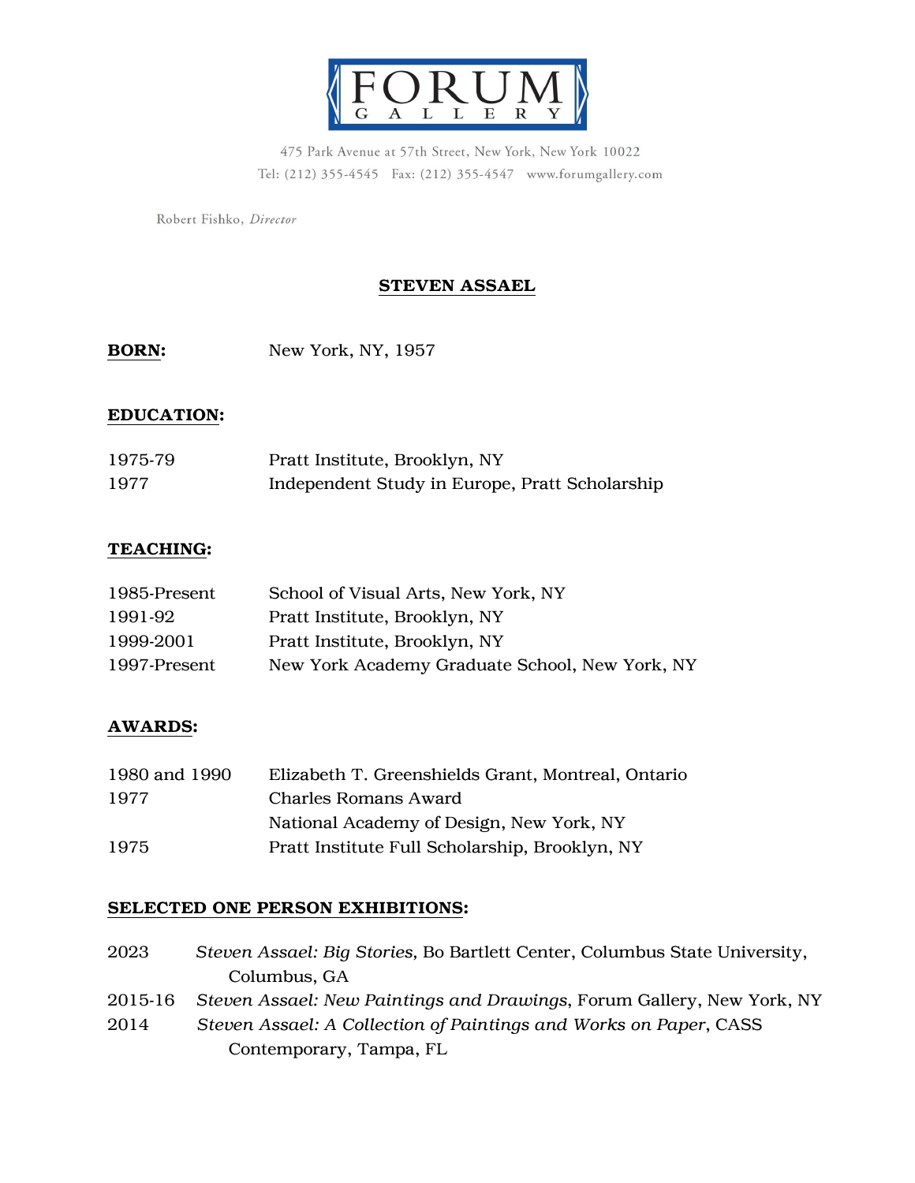FORUM GALLERY

475 Park Avenue at 57th Street, New York, New York 10022
Tel: (212) 355-4545 Fax: (212) 355-4547 www.forumgallery.com

Robert Fishko, *Director*

# STEVEN ASSAEL

**BORN:** New York, NY, 1957

## EDUCATION:

1975-79 Pratt Institute, Brooklyn, NY
1977 Independent Study in Europe, Pratt Scholarship

## TEACHING:

1985-Present School of Visual Arts, New York, NY
1991-92 Pratt Institute, Brooklyn, NY
1999-2001 Pratt Institute, Brooklyn, NY
1997-Present New York Academy Graduate School, New York, NY

## AWARDS:

1980 and 1990 Elizabeth T. Greenshields Grant, Montreal, Ontario
1977 Charles Romans Award
National Academy of Design, New York, NY
1975 Pratt Institute Full Scholarship, Brooklyn, NY

## SELECTED ONE PERSON EXHIBITIONS:

2023 *Steven Assael: Big Stories,* Bo Bartlett Center, Columbus State University, Columbus, GA
2015-16 *Steven Assael: New Paintings and Drawings*, Forum Gallery, New York, NY
2014 *Steven Assael: A Collection of Paintings and Works on Paper*, CASS Contemporary, Tampa, FL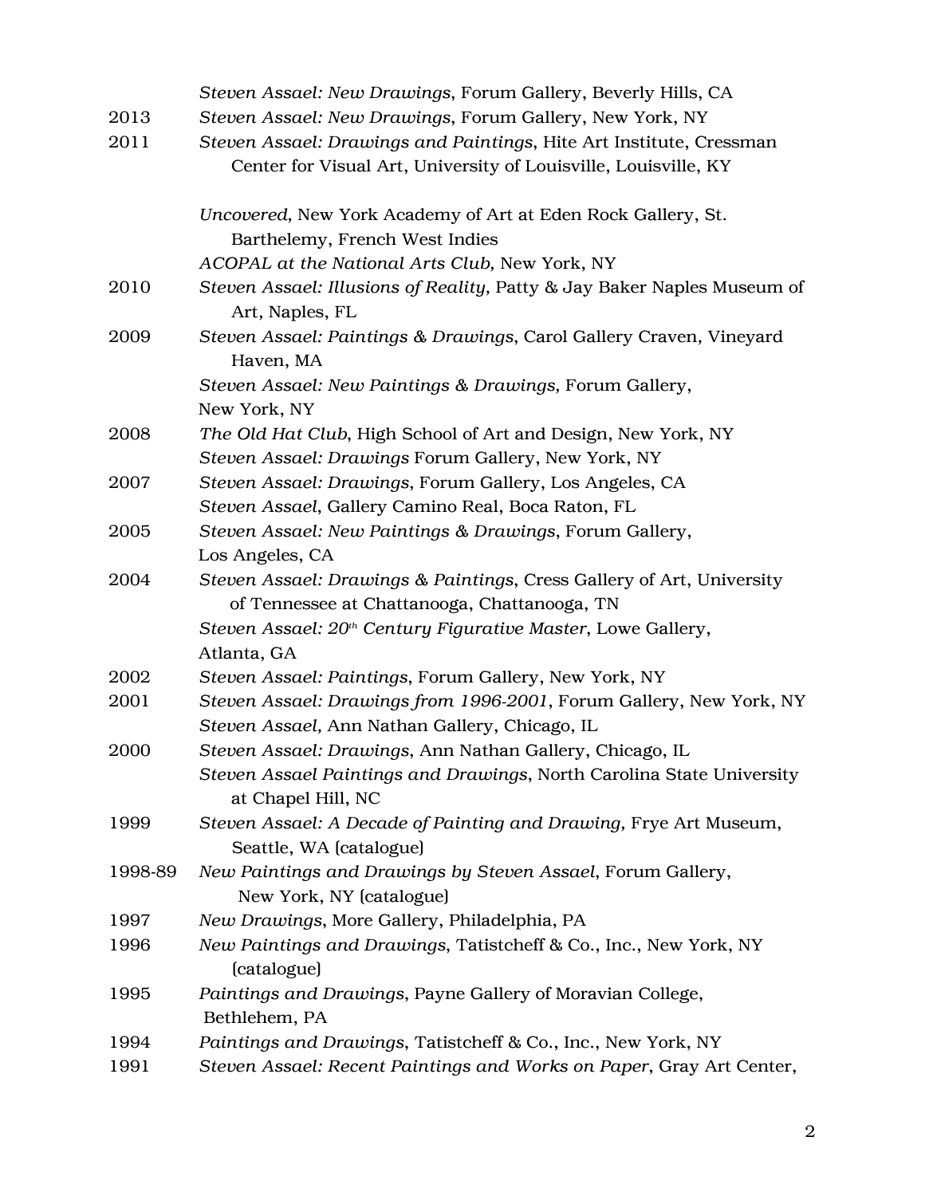| | |
|---|---|
| | *Steven Assael: New Drawings*, Forum Gallery, Beverly Hills, CA |
| 2013 | *Steven Assael: New Drawings*, Forum Gallery, New York, NY |
| 2011 | *Steven Assael: Drawings and Paintings*, Hite Art Institute, Cressman Center for Visual Art, University of Louisville, Louisville, KY |
| | *Uncovered,* New York Academy of Art at Eden Rock Gallery, St. Barthelemy, French West Indies |
| | *ACOPAL at the National Arts Club,* New York, NY |
| 2010 | *Steven Assael: Illusions of Reality,* Patty & Jay Baker Naples Museum of Art, Naples, FL |
| 2009 | *Steven Assael: Paintings & Drawings*, Carol Gallery Craven, Vineyard Haven, MA |
| | *Steven Assael: New Paintings & Drawings,* Forum Gallery, New York, NY |
| 2008 | *The Old Hat Club*, High School of Art and Design, New York, NY |
| | *Steven Assael: Drawings* Forum Gallery, New York, NY |
| 2007 | *Steven Assael: Drawings*, Forum Gallery, Los Angeles, CA |
| | *Steven Assael*, Gallery Camino Real, Boca Raton, FL |
| 2005 | *Steven Assael: New Paintings & Drawings*, Forum Gallery, Los Angeles, CA |
| 2004 | *Steven Assael: Drawings & Paintings*, Cress Gallery of Art, University of Tennessee at Chattanooga, Chattanooga, TN |
| | *Steven Assael: 20th Century Figurative Master*, Lowe Gallery, Atlanta, GA |
| 2002 | *Steven Assael: Paintings*, Forum Gallery, New York, NY |
| 2001 | *Steven Assael: Drawings from 1996-2001*, Forum Gallery, New York, NY |
| | *Steven Assael,* Ann Nathan Gallery, Chicago, IL |
| 2000 | *Steven Assael: Drawings*, Ann Nathan Gallery, Chicago, IL |
| | *Steven Assael Paintings and Drawings*, North Carolina State University at Chapel Hill, NC |
| 1999 | *Steven Assael: A Decade of Painting and Drawing,* Frye Art Museum, Seattle, WA (catalogue) |
| 1998-89 | *New Paintings and Drawings by Steven Assael*, Forum Gallery, New York, NY (catalogue) |
| 1997 | *New Drawings*, More Gallery, Philadelphia, PA |
| 1996 | *New Paintings and Drawings*, Tatistcheff & Co., Inc., New York, NY (catalogue) |
| 1995 | *Paintings and Drawings*, Payne Gallery of Moravian College, Bethlehem, PA |
| 1994 | *Paintings and Drawings*, Tatistcheff & Co., Inc., New York, NY |
| 1991 | *Steven Assael: Recent Paintings and Works on Paper*, Gray Art Center, |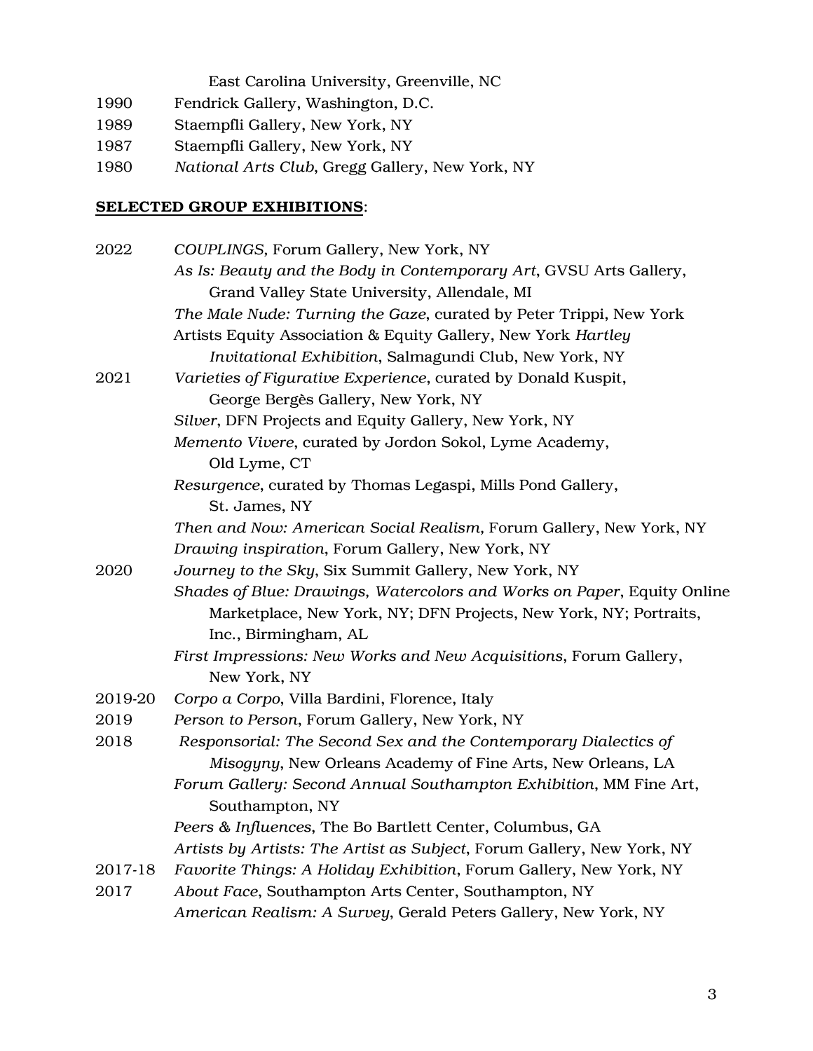East Carolina University, Greenville, NC

1990 Fendrick Gallery, Washington, D.C.

1989 Staempfli Gallery, New York, NY

1987 Staempfli Gallery, New York, NY

1980 *National Arts Club*, Gregg Gallery, New York, NY

**SELECTED GROUP EXHIBITIONS**:

2022 *COUPLINGS,* Forum Gallery, New York, NY
*As Is: Beauty and the Body in Contemporary Art*, GVSU Arts Gallery, Grand Valley State University, Allendale, MI
*The Male Nude: Turning the Gaze*, curated by Peter Trippi, New York Artists Equity Association & Equity Gallery, New York *Hartley Invitational Exhibition*, Salmagundi Club, New York, NY

2021 *Varieties of Figurative Experience*, curated by Donald Kuspit, George Bergès Gallery, New York, NY
*Silver*, DFN Projects and Equity Gallery, New York, NY
*Memento Vivere*, curated by Jordon Sokol, Lyme Academy, Old Lyme, CT
*Resurgence*, curated by Thomas Legaspi, Mills Pond Gallery, St. James, NY
*Then and Now: American Social Realism,* Forum Gallery, New York, NY
*Drawing inspiration*, Forum Gallery, New York, NY

2020 *Journey to the Sky*, Six Summit Gallery, New York, NY
*Shades of Blue: Drawings, Watercolors and Works on Paper*, Equity Online Marketplace, New York, NY; DFN Projects, New York, NY; Portraits, Inc., Birmingham, AL
*First Impressions: New Works and New Acquisitions*, Forum Gallery, New York, NY

2019-20 *Corpo a Corpo*, Villa Bardini, Florence, Italy

2019 *Person to Person*, Forum Gallery, New York, NY

2018 *Responsorial: The Second Sex and the Contemporary Dialectics of Misogyny*, New Orleans Academy of Fine Arts, New Orleans, LA
*Forum Gallery: Second Annual Southampton Exhibition*, MM Fine Art, Southampton, NY
*Peers & Influences*, The Bo Bartlett Center, Columbus, GA
*Artists by Artists: The Artist as Subject*, Forum Gallery, New York, NY

2017-18 *Favorite Things: A Holiday Exhibition*, Forum Gallery, New York, NY

2017 *About Face*, Southampton Arts Center, Southampton, NY
*American Realism: A Survey*, Gerald Peters Gallery, New York, NY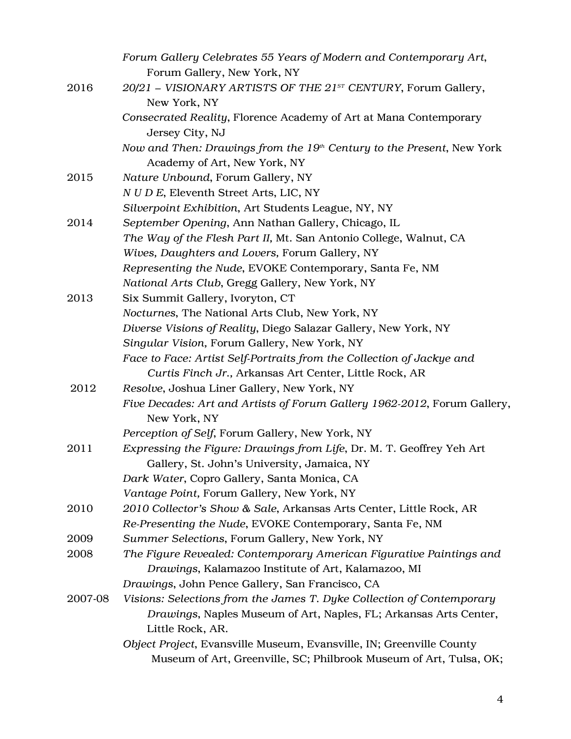*Forum Gallery Celebrates 55 Years of Modern and Contemporary Art*, Forum Gallery, New York, NY

2016 *20/21 – VISIONARY ARTISTS OF THE 21ST CENTURY*, Forum Gallery, New York, NY

*Consecrated Reality*, Florence Academy of Art at Mana Contemporary Jersey City, NJ

*Now and Then: Drawings from the 19th Century to the Present*, New York Academy of Art, New York, NY

2015 *Nature Unbound*, Forum Gallery, NY

*N U D E*, Eleventh Street Arts, LIC, NY

*Silverpoint Exhibition*, Art Students League, NY, NY

2014 *September Opening*, Ann Nathan Gallery, Chicago, IL

*The Way of the Flesh Part II,* Mt. San Antonio College, Walnut, CA

*Wives, Daughters and Lovers,* Forum Gallery, NY

*Representing the Nude*, EVOKE Contemporary, Santa Fe, NM

*National Arts Club*, Gregg Gallery, New York, NY

2013 Six Summit Gallery, Ivoryton, CT

*Nocturnes*, The National Arts Club, New York, NY

*Diverse Visions of Reality*, Diego Salazar Gallery, New York, NY

*Singular Vision*, Forum Gallery, New York, NY

*Face to Face: Artist Self-Portraits from the Collection of Jackye and Curtis Finch Jr.*, Arkansas Art Center, Little Rock, AR

2012 *Resolve*, Joshua Liner Gallery, New York, NY

*Five Decades: Art and Artists of Forum Gallery 1962-2012*, Forum Gallery, New York, NY

*Perception of Self*, Forum Gallery, New York, NY

2011 *Expressing the Figure: Drawings from Life*, Dr. M. T. Geoffrey Yeh Art Gallery, St. John's University, Jamaica, NY

*Dark Water*, Copro Gallery, Santa Monica, CA

*Vantage Point,* Forum Gallery, New York, NY

2010 *2010 Collector's Show & Sale*, Arkansas Arts Center, Little Rock, AR

*Re-Presenting the Nude*, EVOKE Contemporary, Santa Fe, NM

2009 *Summer Selections*, Forum Gallery, New York, NY

2008 *The Figure Revealed: Contemporary American Figurative Paintings and Drawings*, Kalamazoo Institute of Art, Kalamazoo, MI

*Drawings*, John Pence Gallery, San Francisco, CA

2007-08 *Visions: Selections from the James T. Dyke Collection of Contemporary Drawings*, Naples Museum of Art, Naples, FL; Arkansas Arts Center, Little Rock, AR.

*Object Project*, Evansville Museum, Evansville, IN; Greenville County Museum of Art, Greenville, SC; Philbrook Museum of Art, Tulsa, OK;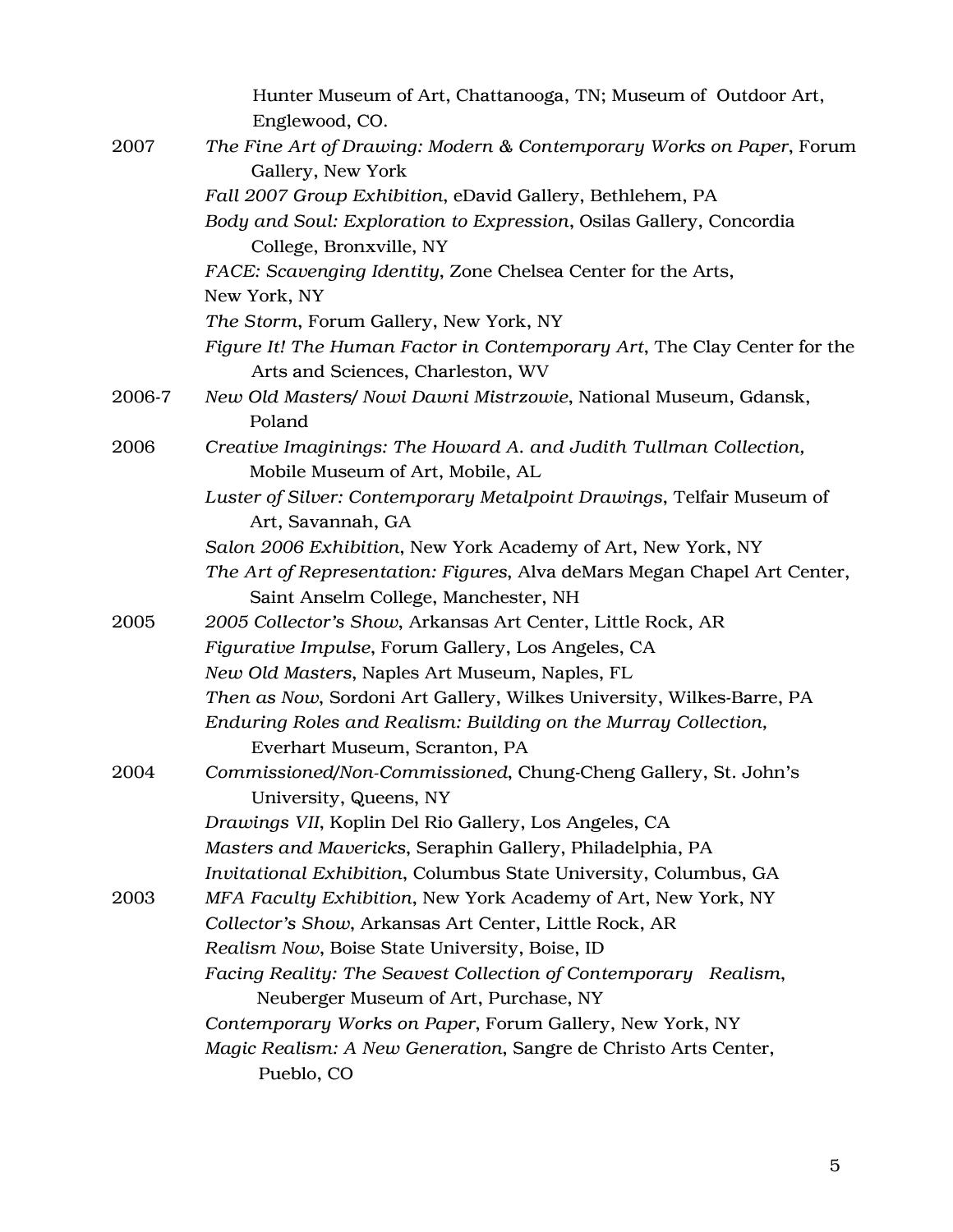Hunter Museum of Art, Chattanooga, TN; Museum of Outdoor Art, Englewood, CO.

2007 *The Fine Art of Drawing: Modern & Contemporary Works on Paper*, Forum Gallery, New York

*Fall 2007 Group Exhibition*, eDavid Gallery, Bethlehem, PA

*Body and Soul: Exploration to Expression*, Osilas Gallery, Concordia College, Bronxville, NY

*FACE: Scavenging Identity*, Zone Chelsea Center for the Arts, New York, NY

*The Storm*, Forum Gallery, New York, NY

*Figure It! The Human Factor in Contemporary Art*, The Clay Center for the Arts and Sciences, Charleston, WV

2006-7 *New Old Masters/ Nowi Dawni Mistrzowie*, National Museum, Gdansk, Poland

2006 *Creative Imaginings: The Howard A. and Judith Tullman Collection,* Mobile Museum of Art, Mobile, AL

*Luster of Silver: Contemporary Metalpoint Drawings*, Telfair Museum of Art, Savannah, GA

*Salon 2006 Exhibition*, New York Academy of Art, New York, NY

*The Art of Representation: Figures*, Alva deMars Megan Chapel Art Center, Saint Anselm College, Manchester, NH

2005 *2005 Collector's Show*, Arkansas Art Center, Little Rock, AR

*Figurative Impulse*, Forum Gallery, Los Angeles, CA

*New Old Masters*, Naples Art Museum, Naples, FL

*Then as Now*, Sordoni Art Gallery, Wilkes University, Wilkes-Barre, PA

*Enduring Roles and Realism: Building on the Murray Collection,* Everhart Museum, Scranton, PA

2004 *Commissioned/Non-Commissioned*, Chung-Cheng Gallery, St. John's University, Queens, NY

*Drawings VII*, Koplin Del Rio Gallery, Los Angeles, CA

*Masters and Mavericks*, Seraphin Gallery, Philadelphia, PA

*Invitational Exhibition*, Columbus State University, Columbus, GA

2003 *MFA Faculty Exhibition*, New York Academy of Art, New York, NY

*Collector's Show*, Arkansas Art Center, Little Rock, AR

*Realism Now*, Boise State University, Boise, ID

*Facing Reality: The Seavest Collection of Contemporary Realism*, Neuberger Museum of Art, Purchase, NY

*Contemporary Works on Paper*, Forum Gallery, New York, NY

*Magic Realism: A New Generation*, Sangre de Christo Arts Center, Pueblo, CO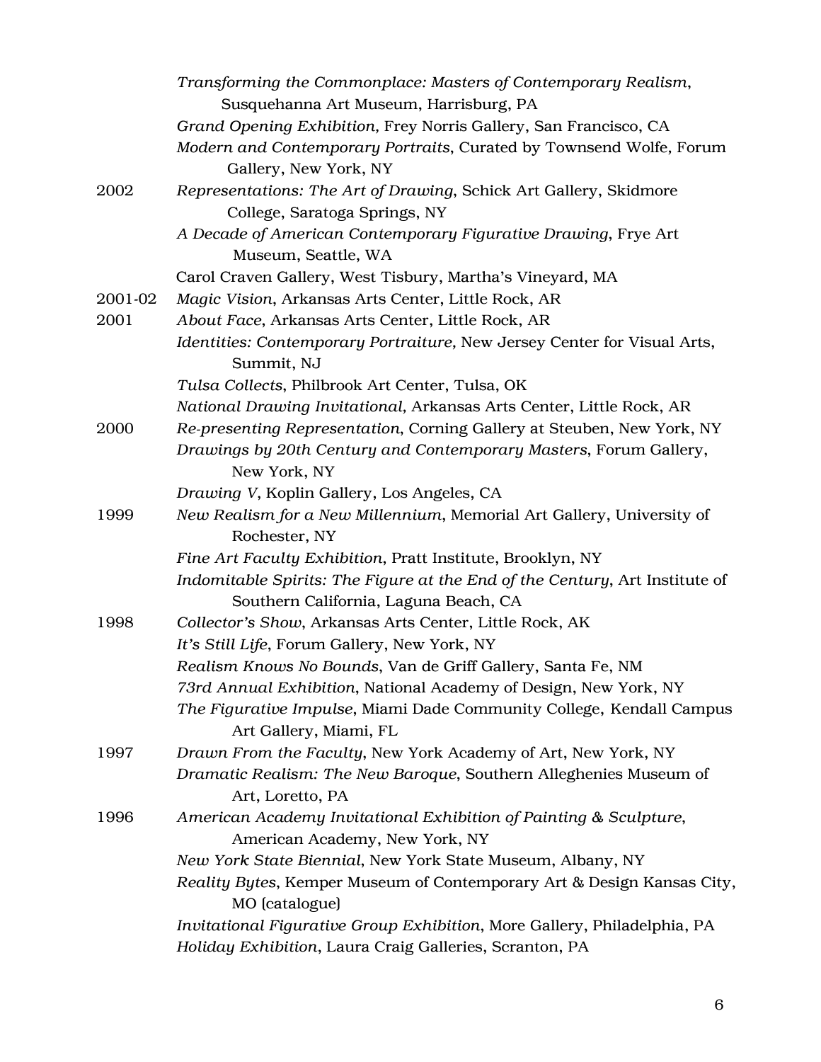*Transforming the Commonplace: Masters of Contemporary Realism*, Susquehanna Art Museum, Harrisburg, PA
*Grand Opening Exhibition,* Frey Norris Gallery, San Francisco, CA
*Modern and Contemporary Portraits*, Curated by Townsend Wolfe, Forum Gallery, New York, NY

2002 *Representations: The Art of Drawing*, Schick Art Gallery, Skidmore College, Saratoga Springs, NY
*A Decade of American Contemporary Figurative Drawing*, Frye Art Museum, Seattle, WA
Carol Craven Gallery, West Tisbury, Martha's Vineyard, MA

2001-02 *Magic Vision*, Arkansas Arts Center, Little Rock, AR

2001 *About Face*, Arkansas Arts Center, Little Rock, AR
*Identities: Contemporary Portraiture,* New Jersey Center for Visual Arts, Summit, NJ
*Tulsa Collects*, Philbrook Art Center, Tulsa, OK
*National Drawing Invitational,* Arkansas Arts Center, Little Rock, AR

2000 *Re-presenting Representation*, Corning Gallery at Steuben, New York, NY
*Drawings by 20th Century and Contemporary Masters*, Forum Gallery, New York, NY
*Drawing V*, Koplin Gallery, Los Angeles, CA

1999 *New Realism for a New Millennium*, Memorial Art Gallery, University of Rochester, NY
*Fine Art Faculty Exhibition*, Pratt Institute, Brooklyn, NY
*Indomitable Spirits: The Figure at the End of the Century*, Art Institute of Southern California, Laguna Beach, CA

1998 *Collector's Show*, Arkansas Arts Center, Little Rock, AK
*It's Still Life*, Forum Gallery, New York, NY
*Realism Knows No Bounds*, Van de Griff Gallery, Santa Fe, NM
*73rd Annual Exhibition*, National Academy of Design, New York, NY
*The Figurative Impulse*, Miami Dade Community College, Kendall Campus Art Gallery, Miami, FL

1997 *Drawn From the Faculty*, New York Academy of Art, New York, NY
*Dramatic Realism: The New Baroque*, Southern Alleghenies Museum of Art, Loretto, PA

1996 *American Academy Invitational Exhibition of Painting & Sculpture*, American Academy, New York, NY
*New York State Biennial*, New York State Museum, Albany, NY
*Reality Bytes*, Kemper Museum of Contemporary Art & Design Kansas City, MO (catalogue)
*Invitational Figurative Group Exhibition*, More Gallery, Philadelphia, PA
*Holiday Exhibition*, Laura Craig Galleries, Scranton, PA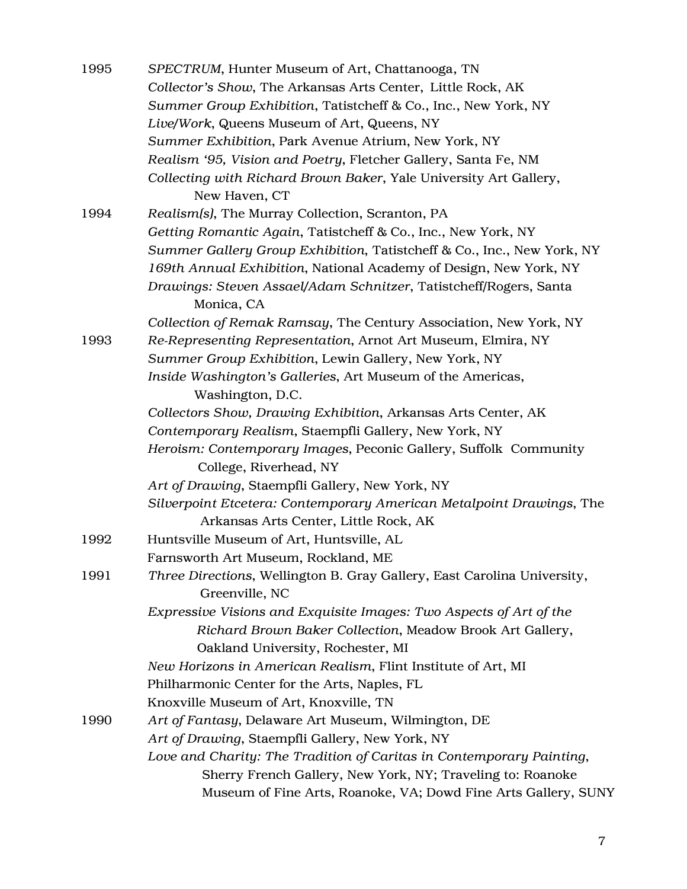1995 *SPECTRUM*, Hunter Museum of Art, Chattanooga, TN
*Collector's Show*, The Arkansas Arts Center, Little Rock, AK
*Summer Group Exhibition*, Tatistcheff & Co., Inc., New York, NY
*Live/Work*, Queens Museum of Art, Queens, NY
*Summer Exhibition*, Park Avenue Atrium, New York, NY
*Realism '95, Vision and Poetry*, Fletcher Gallery, Santa Fe, NM
*Collecting with Richard Brown Baker*, Yale University Art Gallery, New Haven, CT

1994 *Realism(s)*, The Murray Collection, Scranton, PA
*Getting Romantic Again*, Tatistcheff & Co., Inc., New York, NY
*Summer Gallery Group Exhibition*, Tatistcheff & Co., Inc., New York, NY
*169th Annual Exhibition*, National Academy of Design, New York, NY
*Drawings: Steven Assael/Adam Schnitzer*, Tatistcheff/Rogers, Santa Monica, CA
*Collection of Remak Ramsay*, The Century Association, New York, NY

1993 *Re-Representing Representation*, Arnot Art Museum, Elmira, NY
*Summer Group Exhibition*, Lewin Gallery, New York, NY
*Inside Washington's Galleries*, Art Museum of the Americas, Washington, D.C.
*Collectors Show, Drawing Exhibition*, Arkansas Arts Center, AK
*Contemporary Realism*, Staempfli Gallery, New York, NY
*Heroism: Contemporary Images*, Peconic Gallery, Suffolk Community College, Riverhead, NY
*Art of Drawing*, Staempfli Gallery, New York, NY
*Silverpoint Etcetera: Contemporary American Metalpoint Drawings*, The Arkansas Arts Center, Little Rock, AK

1992 Huntsville Museum of Art, Huntsville, AL
Farnsworth Art Museum, Rockland, ME

1991 *Three Directions*, Wellington B. Gray Gallery, East Carolina University, Greenville, NC
*Expressive Visions and Exquisite Images: Two Aspects of Art of the Richard Brown Baker Collection*, Meadow Brook Art Gallery, Oakland University, Rochester, MI
*New Horizons in American Realism*, Flint Institute of Art, MI
Philharmonic Center for the Arts, Naples, FL
Knoxville Museum of Art, Knoxville, TN

1990 *Art of Fantasy*, Delaware Art Museum, Wilmington, DE
*Art of Drawing*, Staempfli Gallery, New York, NY
*Love and Charity: The Tradition of Caritas in Contemporary Painting*, Sherry French Gallery, New York, NY; Traveling to: Roanoke Museum of Fine Arts, Roanoke, VA; Dowd Fine Arts Gallery, SUNY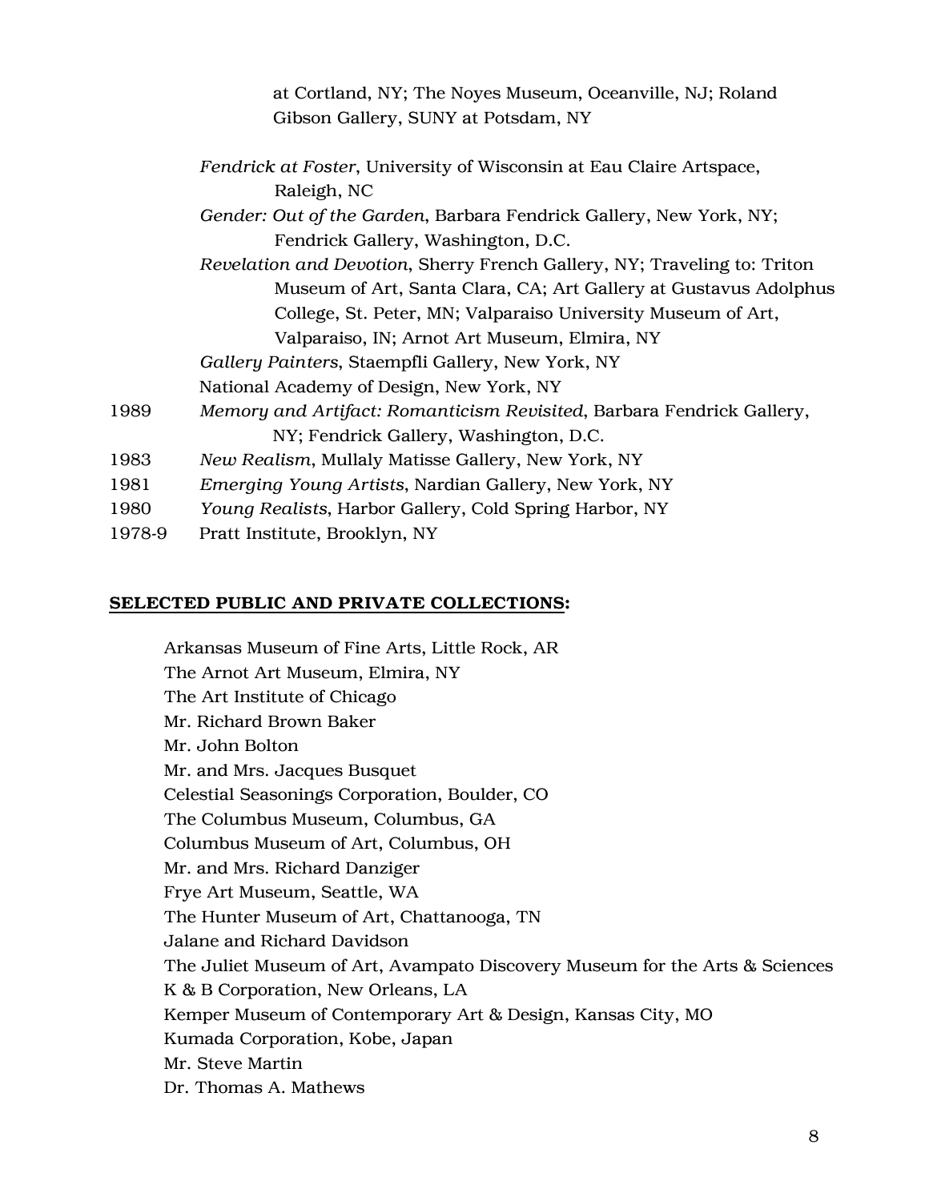at Cortland, NY; The Noyes Museum, Oceanville, NJ; Roland Gibson Gallery, SUNY at Potsdam, NY

*Fendrick at Foster*, University of Wisconsin at Eau Claire Artspace, Raleigh, NC

*Gender: Out of the Garden*, Barbara Fendrick Gallery, New York, NY; Fendrick Gallery, Washington, D.C.

*Revelation and Devotion*, Sherry French Gallery, NY; Traveling to: Triton Museum of Art, Santa Clara, CA; Art Gallery at Gustavus Adolphus College, St. Peter, MN; Valparaiso University Museum of Art, Valparaiso, IN; Arnot Art Museum, Elmira, NY

*Gallery Painters*, Staempfli Gallery, New York, NY

National Academy of Design, New York, NY

1989 *Memory and Artifact: Romanticism Revisited*, Barbara Fendrick Gallery, NY; Fendrick Gallery, Washington, D.C.

1983 *New Realism*, Mullaly Matisse Gallery, New York, NY

1981 *Emerging Young Artists*, Nardian Gallery, New York, NY

1980 *Young Realists*, Harbor Gallery, Cold Spring Harbor, NY

1978-9 Pratt Institute, Brooklyn, NY

## SELECTED PUBLIC AND PRIVATE COLLECTIONS:

Arkansas Museum of Fine Arts, Little Rock, AR
The Arnot Art Museum, Elmira, NY
The Art Institute of Chicago
Mr. Richard Brown Baker
Mr. John Bolton
Mr. and Mrs. Jacques Busquet
Celestial Seasonings Corporation, Boulder, CO
The Columbus Museum, Columbus, GA
Columbus Museum of Art, Columbus, OH
Mr. and Mrs. Richard Danziger
Frye Art Museum, Seattle, WA
The Hunter Museum of Art, Chattanooga, TN
Jalane and Richard Davidson
The Juliet Museum of Art, Avampato Discovery Museum for the Arts & Sciences
K & B Corporation, New Orleans, LA
Kemper Museum of Contemporary Art & Design, Kansas City, MO
Kumada Corporation, Kobe, Japan
Mr. Steve Martin
Dr. Thomas A. Mathews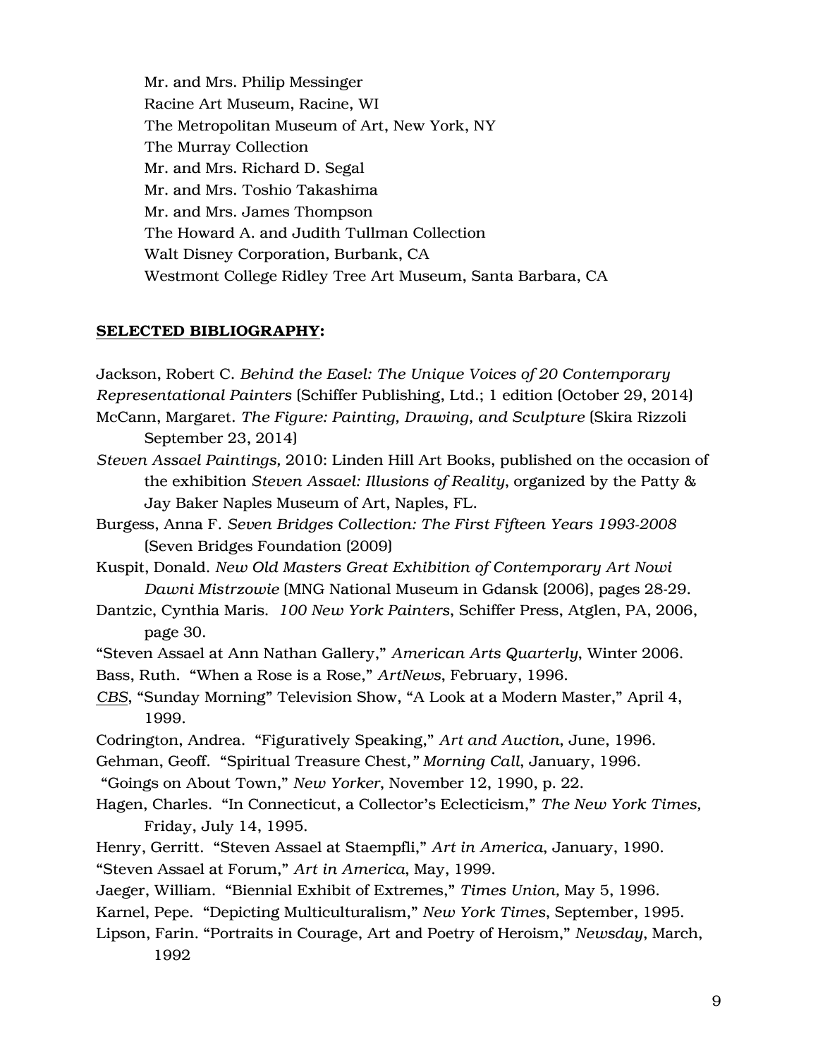Mr. and Mrs. Philip Messinger
Racine Art Museum, Racine, WI
The Metropolitan Museum of Art, New York, NY
The Murray Collection
Mr. and Mrs. Richard D. Segal
Mr. and Mrs. Toshio Takashima
Mr. and Mrs. James Thompson
The Howard A. and Judith Tullman Collection
Walt Disney Corporation, Burbank, CA
Westmont College Ridley Tree Art Museum, Santa Barbara, CA

**SELECTED BIBLIOGRAPHY:**

Jackson, Robert C. *Behind the Easel: The Unique Voices of 20 Contemporary Representational Painters* (Schiffer Publishing, Ltd.; 1 edition (October 29, 2014)

McCann, Margaret. *The Figure: Painting, Drawing, and Sculpture* (Skira Rizzoli September 23, 2014)

*Steven Assael Paintings*, 2010: Linden Hill Art Books, published on the occasion of the exhibition *Steven Assael: Illusions of Reality*, organized by the Patty & Jay Baker Naples Museum of Art, Naples, FL.

Burgess, Anna F. *Seven Bridges Collection: The First Fifteen Years 1993-2008* (Seven Bridges Foundation (2009)

Kuspit, Donald. *New Old Masters Great Exhibition of Contemporary Art Nowi Dawni Mistrzowie* (MNG National Museum in Gdansk (2006), pages 28-29.

Dantzic, Cynthia Maris. *100 New York Painters*, Schiffer Press, Atglen, PA, 2006, page 30.

"Steven Assael at Ann Nathan Gallery," *American Arts Quarterly*, Winter 2006.

Bass, Ruth. "When a Rose is a Rose," *ArtNews*, February, 1996.

*CBS*, "Sunday Morning" Television Show, "A Look at a Modern Master," April 4, 1999.

Codrington, Andrea. "Figuratively Speaking," *Art and Auction*, June, 1996.

Gehman, Geoff. "Spiritual Treasure Chest," *Morning Call*, January, 1996.

"Goings on About Town," *New Yorker*, November 12, 1990, p. 22.

Hagen, Charles. "In Connecticut, a Collector's Eclecticism," *The New York Times*, Friday, July 14, 1995.

Henry, Gerritt. "Steven Assael at Staempfli," *Art in America*, January, 1990.

"Steven Assael at Forum," *Art in America*, May, 1999.

Jaeger, William. "Biennial Exhibit of Extremes," *Times Union*, May 5, 1996.

Karnel, Pepe. "Depicting Multiculturalism," *New York Times*, September, 1995.

Lipson, Farin. "Portraits in Courage, Art and Poetry of Heroism," *Newsday*, March, 1992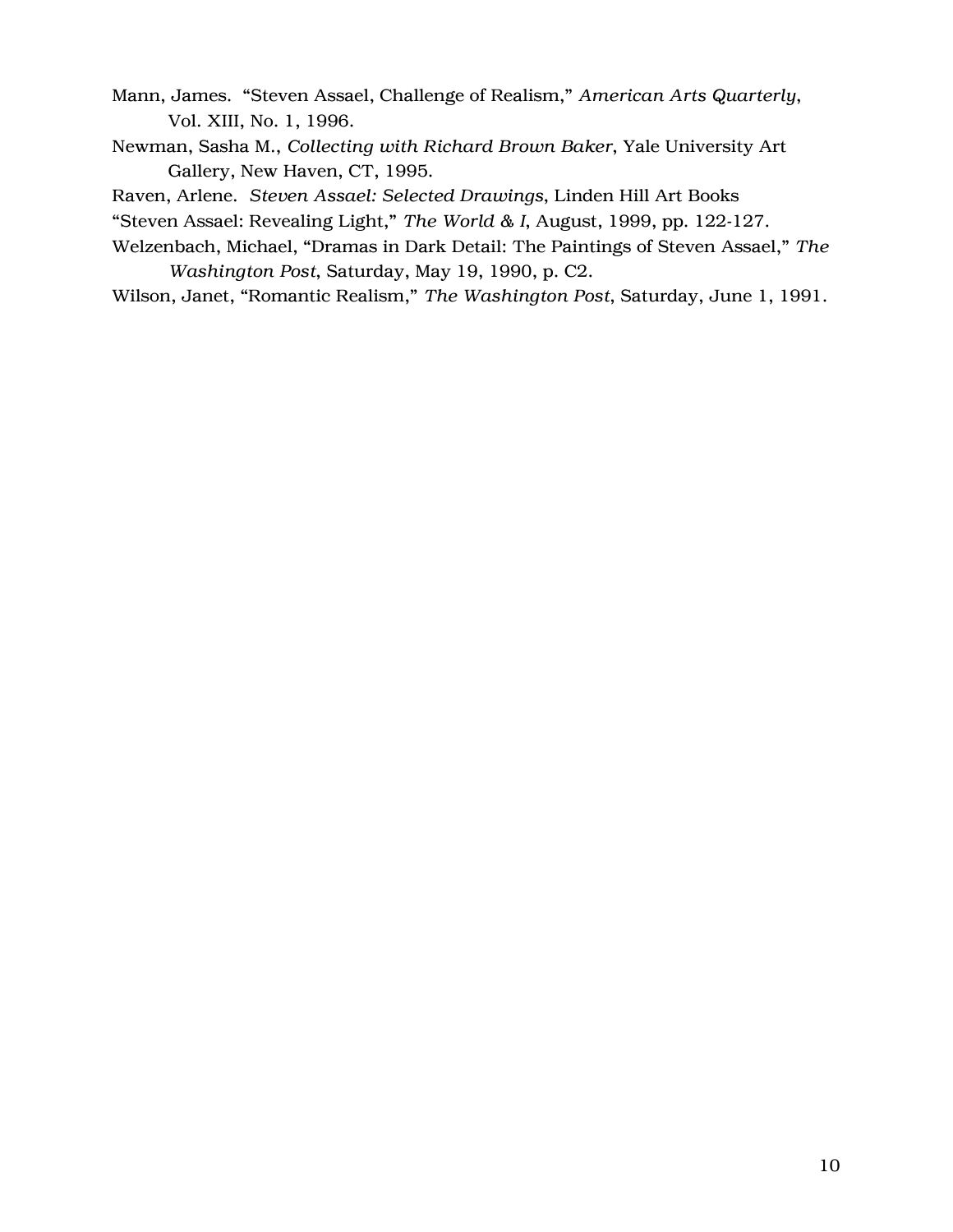Mann, James. "Steven Assael, Challenge of Realism," *American Arts Quarterly*, Vol. XIII, No. 1, 1996.

Newman, Sasha M., *Collecting with Richard Brown Baker*, Yale University Art Gallery, New Haven, CT, 1995.

Raven, Arlene. *Steven Assael: Selected Drawings*, Linden Hill Art Books

"Steven Assael: Revealing Light," *The World & I*, August, 1999, pp. 122-127.

Welzenbach, Michael, "Dramas in Dark Detail: The Paintings of Steven Assael," *The Washington Post*, Saturday, May 19, 1990, p. C2.

Wilson, Janet, "Romantic Realism," *The Washington Post*, Saturday, June 1, 1991.